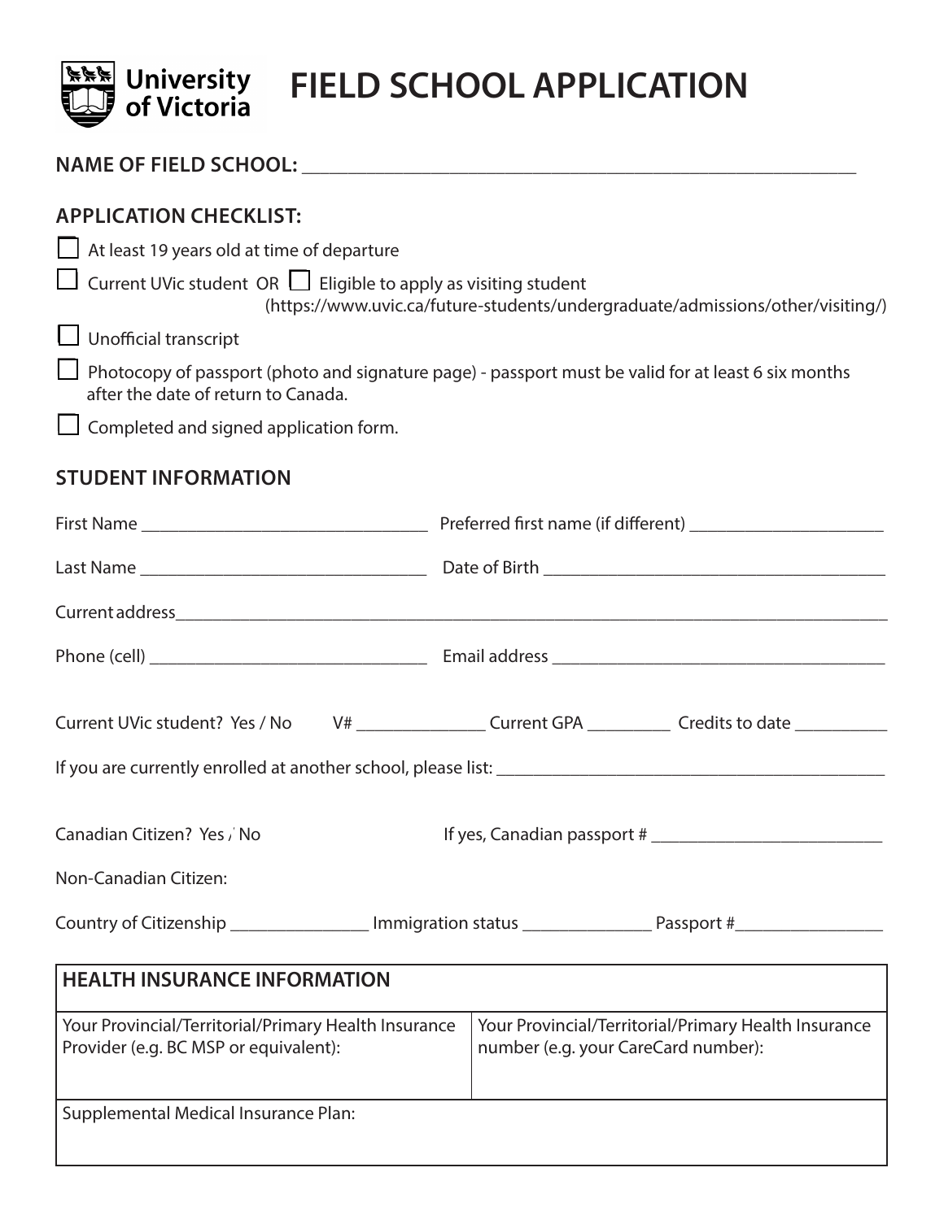# FIELD SCHOOL APPLICATION

**NAME OF FIELD SCHOOL:** ____________________________________________________________

**APPLICATION CHECKLIST:**

- ☐ At least 19 years old at time of departure
- ☐ Current UVic student OR ☐ Eligible to apply as visiting student (https://www.uvic.ca/future-students/undergraduate/admissions/other/visiting/)
- ☐ Unofficial transcript
- ☐ Photocopy of passport (photo and signature page) - passport must be valid for at least 6 six months after the date of return to Canada.
- ☐ Completed and signed application form.

## STUDENT INFORMATION

First Name ______________________________ Preferred first name (if different) ____________________

Last Name ______________________________ Date of Birth ____________________________________

Current address__________________________________________________________________________

Phone (cell) _____________________________ Email address ___________________________________

Current UVic student? Yes / No V# _____________ Current GPA _________ Credits to date __________

If you are currently enrolled at another school, please list: ___________________________________________

Canadian Citizen? Yes / No If yes, Canadian passport # _________________________

Non-Canadian Citizen:

Country of Citizenship _______________ Immigration status ______________ Passport #________________

| HEALTH INSURANCE INFORMATION | |
|---|---|
| Your Provincial/Territorial/Primary Health Insurance Provider (e.g. BC MSP or equivalent): | Your Provincial/Territorial/Primary Health Insurance number (e.g. your CareCard number): |
| Supplemental Medical Insurance Plan: | |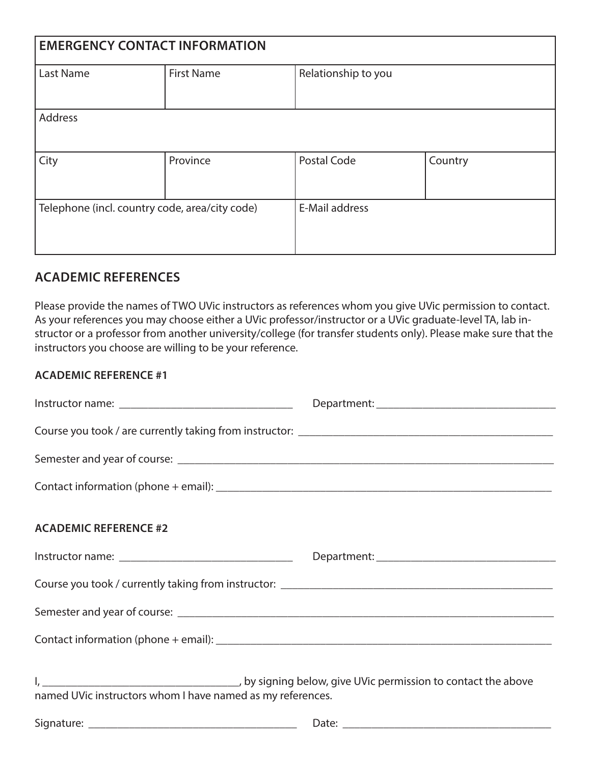| EMERGENCY CONTACT INFORMATION | | | |
|---|---|---|---|
| Last Name | First Name | Relationship to you | |
| Address | | | |
| City | Province | Postal Code | Country |
| Telephone (incl. country code, area/city code) | | E-Mail address | |

## ACADEMIC REFERENCES

Please provide the names of TWO UVic instructors as references whom you give UVic permission to contact. As your references you may choose either a UVic professor/instructor or a UVic graduate-level TA, lab instructor or a professor from another university/college (for transfer students only). Please make sure that the instructors you choose are willing to be your reference.

**ACADEMIC REFERENCE #1**

Instructor name: _______________________________ Department: ________________________________

Course you took / are currently taking from instructor: _____________________________________________

Semester and year of course: ___________________________________________________________________

Contact information (phone + email): ____________________________________________________________

**ACADEMIC REFERENCE #2**

Instructor name: _______________________________ Department: ________________________________

Course you took / currently taking from instructor: _________________________________________________

Semester and year of course: ___________________________________________________________________

Contact information (phone + email): ____________________________________________________________

I, __________________________________, by signing below, give UVic permission to contact the above named UVic instructors whom I have named as my references.

Signature: ______________________________________ Date: ______________________________________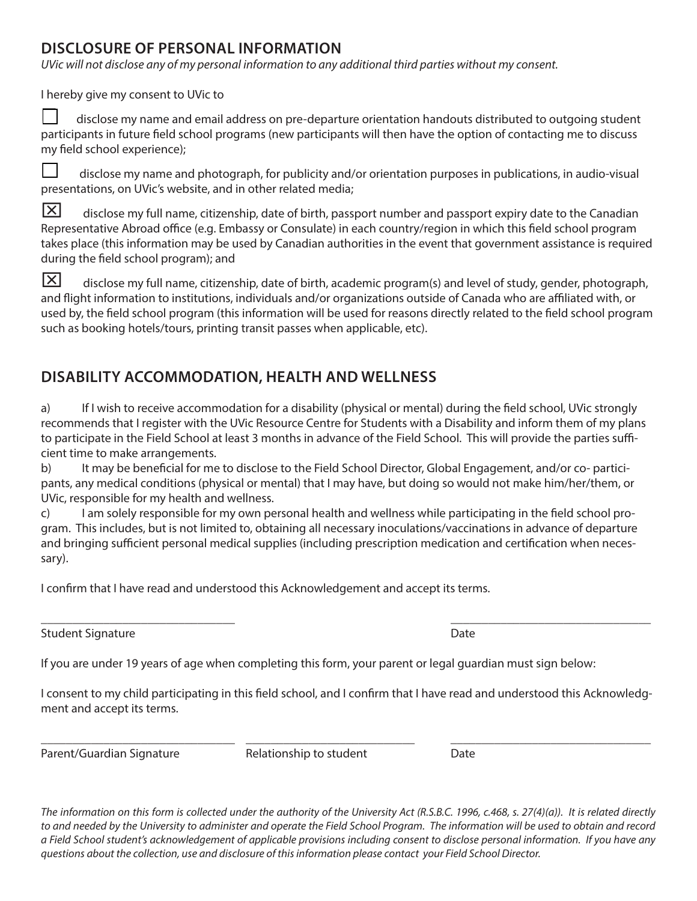## DISCLOSURE OF PERSONAL INFORMATION

*UVic will not disclose any of my personal information to any additional third parties without my consent.*

I hereby give my consent to UVic to

☐ disclose my name and email address on pre-departure orientation handouts distributed to outgoing student participants in future field school programs (new participants will then have the option of contacting me to discuss my field school experience);

☐ disclose my name and photograph, for publicity and/or orientation purposes in publications, in audio-visual presentations, on UVic's website, and in other related media;

☒ disclose my full name, citizenship, date of birth, passport number and passport expiry date to the Canadian Representative Abroad office (e.g. Embassy or Consulate) in each country/region in which this field school program takes place (this information may be used by Canadian authorities in the event that government assistance is required during the field school program); and

☒ disclose my full name, citizenship, date of birth, academic program(s) and level of study, gender, photograph, and flight information to institutions, individuals and/or organizations outside of Canada who are affiliated with, or used by, the field school program (this information will be used for reasons directly related to the field school program such as booking hotels/tours, printing transit passes when applicable, etc).

## DISABILITY ACCOMMODATION, HEALTH AND WELLNESS

a) If I wish to receive accommodation for a disability (physical or mental) during the field school, UVic strongly recommends that I register with the UVic Resource Centre for Students with a Disability and inform them of my plans to participate in the Field School at least 3 months in advance of the Field School. This will provide the parties sufficient time to make arrangements.

b) It may be beneficial for me to disclose to the Field School Director, Global Engagement, and/or co- participants, any medical conditions (physical or mental) that I may have, but doing so would not make him/her/them, or UVic, responsible for my health and wellness.

c) I am solely responsible for my own personal health and wellness while participating in the field school program. This includes, but is not limited to, obtaining all necessary inoculations/vaccinations in advance of departure and bringing sufficient personal medical supplies (including prescription medication and certification when necessary).

I confirm that I have read and understood this Acknowledgement and accept its terms.

\_\_\_\_\_\_\_\_\_\_\_\_\_\_\_\_\_\_\_\_\_\_\_\_\_\_\_\_\_\_ \_\_\_\_\_\_\_\_\_\_\_\_\_\_\_\_\_\_\_\_\_\_\_\_\_\_\_\_\_\_

Student Signature Date

If you are under 19 years of age when completing this form, your parent or legal guardian must sign below:

I consent to my child participating in this field school, and I confirm that I have read and understood this Acknowledgment and accept its terms.

\_\_\_\_\_\_\_\_\_\_\_\_\_\_\_\_\_\_\_\_\_\_\_\_\_\_\_\_\_\_ \_\_\_\_\_\_\_\_\_\_\_\_\_\_\_\_\_\_\_\_\_\_\_\_\_\_ \_\_\_\_\_\_\_\_\_\_\_\_\_\_\_\_\_\_\_\_\_\_\_\_\_\_\_\_\_\_

Parent/Guardian Signature Relationship to student Date

*The information on this form is collected under the authority of the University Act (R.S.B.C. 1996, c.468, s. 27(4)(a)). It is related directly to and needed by the University to administer and operate the Field School Program. The information will be used to obtain and record a Field School student's acknowledgement of applicable provisions including consent to disclose personal information. If you have any questions about the collection, use and disclosure of this information please contact your Field School Director.*